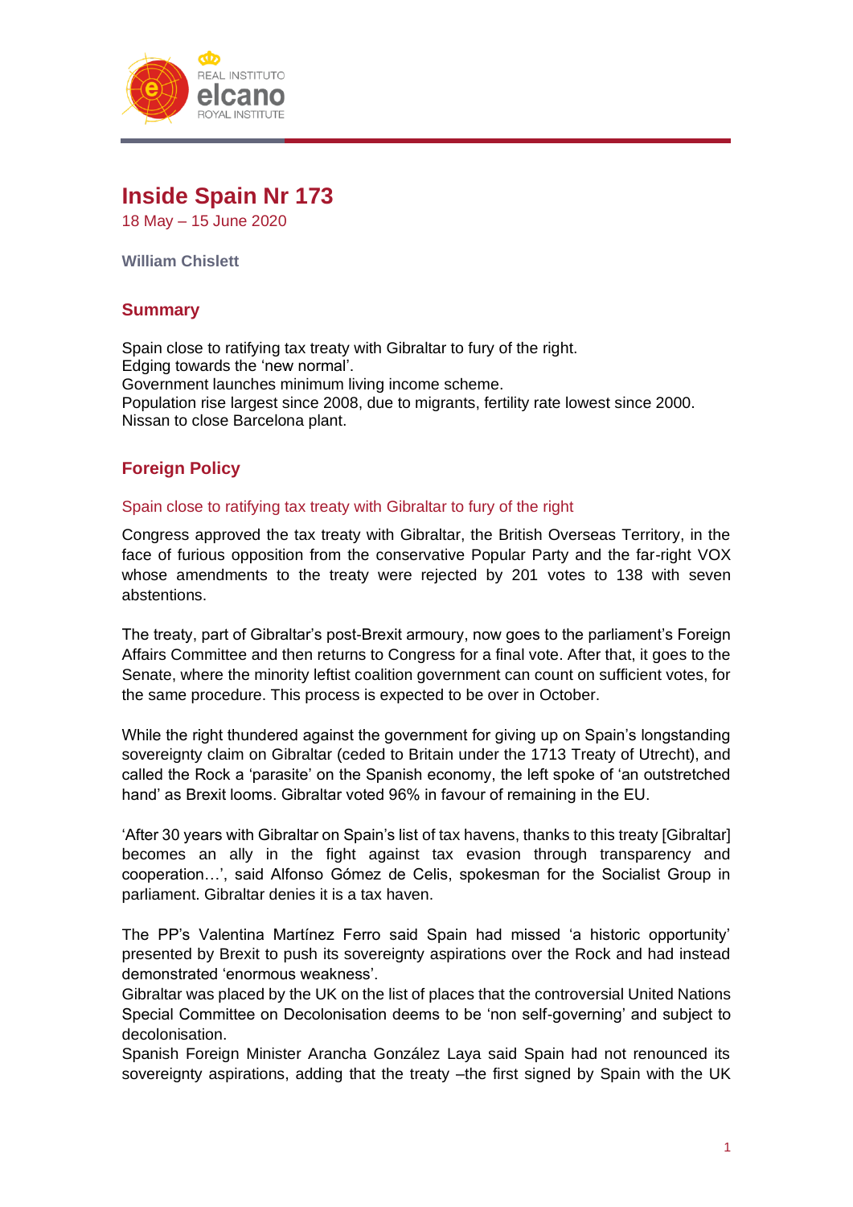# Inside Spain Nr 173

18 May – 15 June 2020

**William Chislett**

## Summary

Spain close to ratifying tax treaty with Gibraltar to fury of the right.
Edging towards the 'new normal'.
Government launches minimum living income scheme.
Population rise largest since 2008, due to migrants, fertility rate lowest since 2000.
Nissan to close Barcelona plant.

## Foreign Policy

### Spain close to ratifying tax treaty with Gibraltar to fury of the right

Congress approved the tax treaty with Gibraltar, the British Overseas Territory, in the face of furious opposition from the conservative Popular Party and the far-right VOX whose amendments to the treaty were rejected by 201 votes to 138 with seven abstentions.

The treaty, part of Gibraltar's post-Brexit armoury, now goes to the parliament's Foreign Affairs Committee and then returns to Congress for a final vote. After that, it goes to the Senate, where the minority leftist coalition government can count on sufficient votes, for the same procedure. This process is expected to be over in October.

While the right thundered against the government for giving up on Spain's longstanding sovereignty claim on Gibraltar (ceded to Britain under the 1713 Treaty of Utrecht), and called the Rock a 'parasite' on the Spanish economy, the left spoke of 'an outstretched hand' as Brexit looms. Gibraltar voted 96% in favour of remaining in the EU.

'After 30 years with Gibraltar on Spain's list of tax havens, thanks to this treaty [Gibraltar] becomes an ally in the fight against tax evasion through transparency and cooperation…', said Alfonso Gómez de Celis, spokesman for the Socialist Group in parliament. Gibraltar denies it is a tax haven.

The PP's Valentina Martínez Ferro said Spain had missed 'a historic opportunity' presented by Brexit to push its sovereignty aspirations over the Rock and had instead demonstrated 'enormous weakness'.
Gibraltar was placed by the UK on the list of places that the controversial United Nations Special Committee on Decolonisation deems to be 'non self-governing' and subject to decolonisation.
Spanish Foreign Minister Arancha González Laya said Spain had not renounced its sovereignty aspirations, adding that the treaty –the first signed by Spain with the UK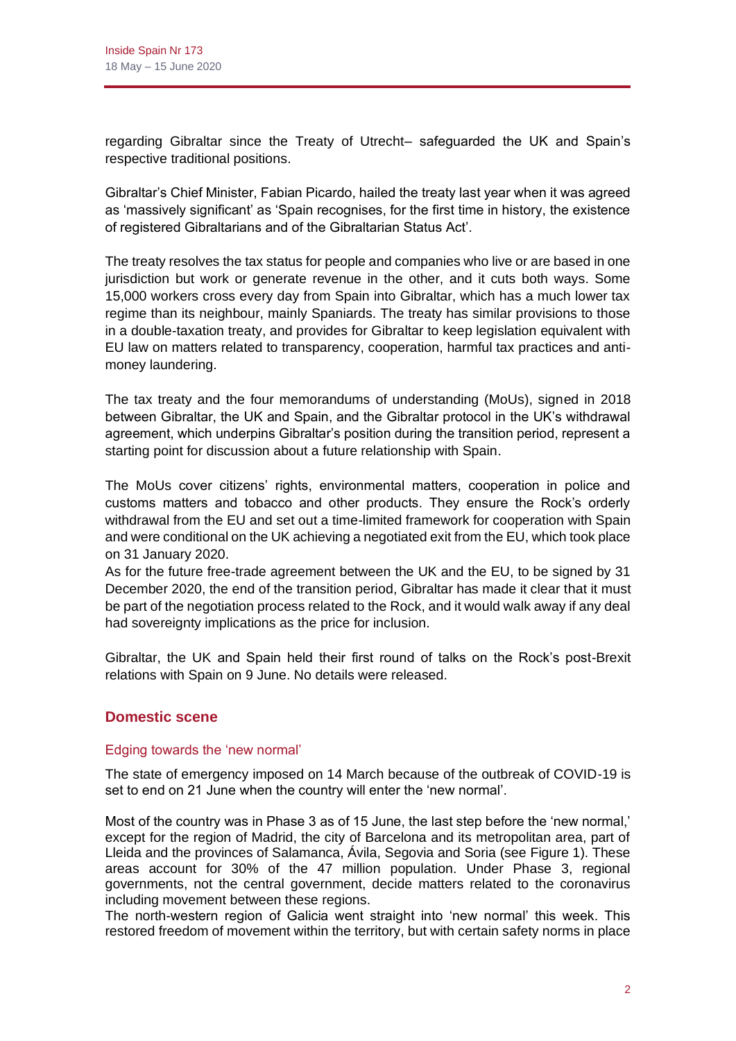regarding Gibraltar since the Treaty of Utrecht– safeguarded the UK and Spain's respective traditional positions.

Gibraltar's Chief Minister, Fabian Picardo, hailed the treaty last year when it was agreed as 'massively significant' as 'Spain recognises, for the first time in history, the existence of registered Gibraltarians and of the Gibraltarian Status Act'.

The treaty resolves the tax status for people and companies who live or are based in one jurisdiction but work or generate revenue in the other, and it cuts both ways. Some 15,000 workers cross every day from Spain into Gibraltar, which has a much lower tax regime than its neighbour, mainly Spaniards. The treaty has similar provisions to those in a double-taxation treaty, and provides for Gibraltar to keep legislation equivalent with EU law on matters related to transparency, cooperation, harmful tax practices and anti-money laundering.

The tax treaty and the four memorandums of understanding (MoUs), signed in 2018 between Gibraltar, the UK and Spain, and the Gibraltar protocol in the UK's withdrawal agreement, which underpins Gibraltar's position during the transition period, represent a starting point for discussion about a future relationship with Spain.

The MoUs cover citizens' rights, environmental matters, cooperation in police and customs matters and tobacco and other products. They ensure the Rock's orderly withdrawal from the EU and set out a time-limited framework for cooperation with Spain and were conditional on the UK achieving a negotiated exit from the EU, which took place on 31 January 2020.

As for the future free-trade agreement between the UK and the EU, to be signed by 31 December 2020, the end of the transition period, Gibraltar has made it clear that it must be part of the negotiation process related to the Rock, and it would walk away if any deal had sovereignty implications as the price for inclusion.

Gibraltar, the UK and Spain held their first round of talks on the Rock's post-Brexit relations with Spain on 9 June. No details were released.

## Domestic scene

### Edging towards the 'new normal'

The state of emergency imposed on 14 March because of the outbreak of COVID-19 is set to end on 21 June when the country will enter the 'new normal'.

Most of the country was in Phase 3 as of 15 June, the last step before the 'new normal,' except for the region of Madrid, the city of Barcelona and its metropolitan area, part of Lleida and the provinces of Salamanca, Ávila, Segovia and Soria (see Figure 1). These areas account for 30% of the 47 million population. Under Phase 3, regional governments, not the central government, decide matters related to the coronavirus including movement between these regions.

The north-western region of Galicia went straight into 'new normal' this week. This restored freedom of movement within the territory, but with certain safety norms in place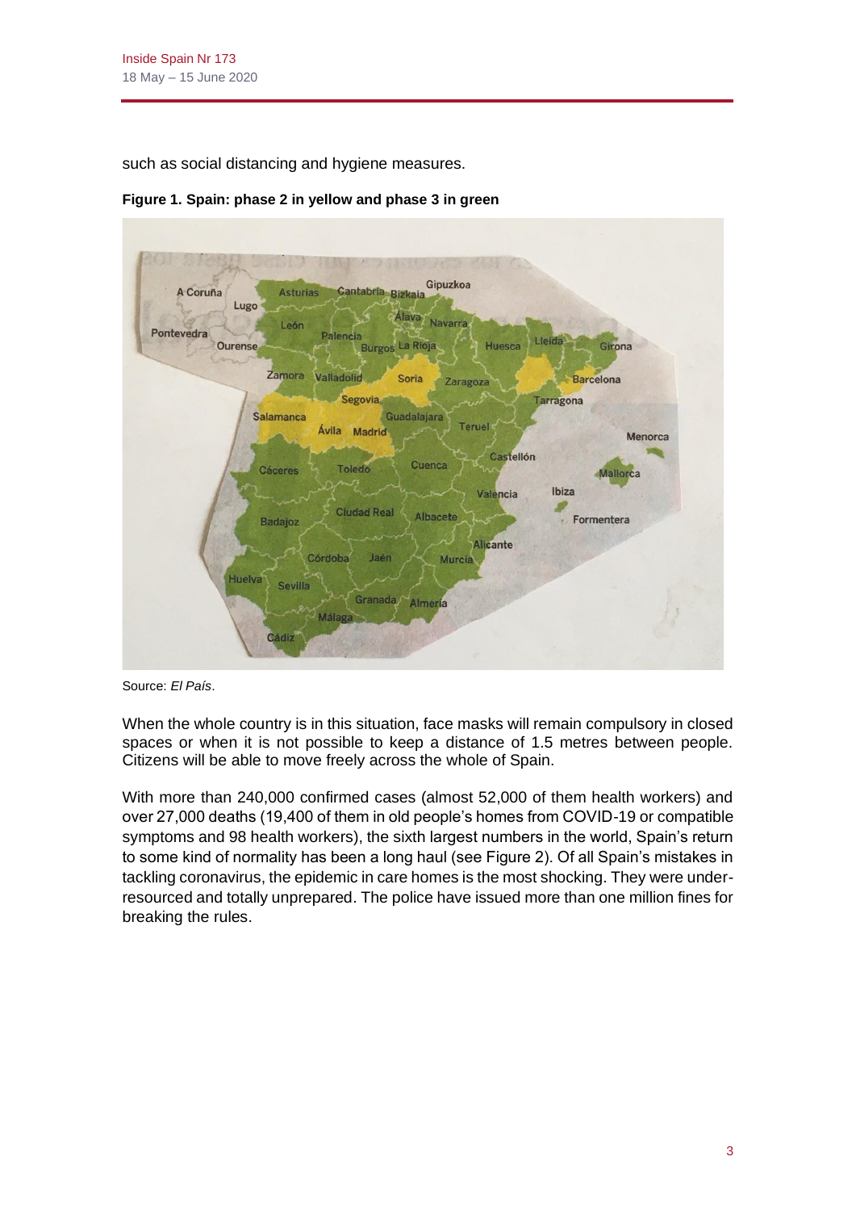such as social distancing and hygiene measures.

**Figure 1. Spain: phase 2 in yellow and phase 3 in green**

Source: *El País*.

When the whole country is in this situation, face masks will remain compulsory in closed spaces or when it is not possible to keep a distance of 1.5 metres between people. Citizens will be able to move freely across the whole of Spain.

With more than 240,000 confirmed cases (almost 52,000 of them health workers) and over 27,000 deaths (19,400 of them in old people's homes from COVID-19 or compatible symptoms and 98 health workers), the sixth largest numbers in the world, Spain's return to some kind of normality has been a long haul (see Figure 2). Of all Spain's mistakes in tackling coronavirus, the epidemic in care homes is the most shocking. They were under-resourced and totally unprepared. The police have issued more than one million fines for breaking the rules.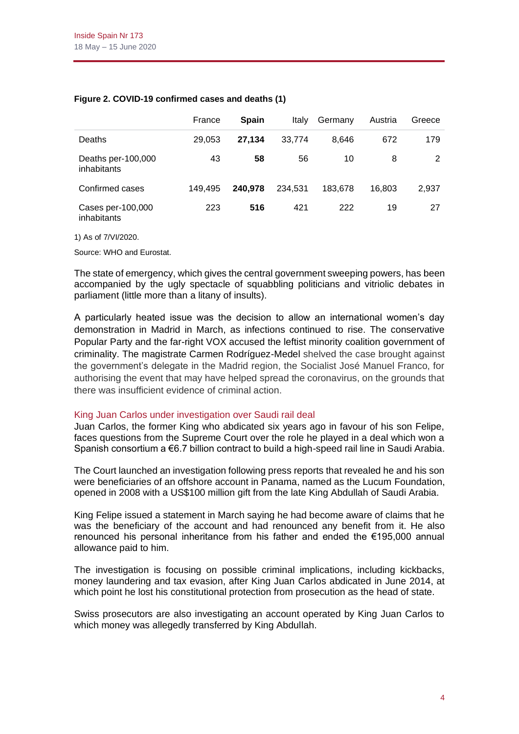**Figure 2. COVID-19 confirmed cases and deaths (1)**

| | France | **Spain** | Italy | Germany | Austria | Greece |
|---|---|---|---|---|---|---|
| Deaths | 29,053 | **27,134** | 33,774 | 8,646 | 672 | 179 |
| Deaths per-100,000 inhabitants | 43 | **58** | 56 | 10 | 8 | 2 |
| Confirmed cases | 149,495 | **240,978** | 234,531 | 183,678 | 16,803 | 2,937 |
| Cases per-100,000 inhabitants | 223 | **516** | 421 | 222 | 19 | 27 |

1) As of 7/VI/2020.

Source: WHO and Eurostat.

The state of emergency, which gives the central government sweeping powers, has been accompanied by the ugly spectacle of squabbling politicians and vitriolic debates in parliament (little more than a litany of insults).

A particularly heated issue was the decision to allow an international women's day demonstration in Madrid in March, as infections continued to rise. The conservative Popular Party and the far-right VOX accused the leftist minority coalition government of criminality. The magistrate Carmen Rodríguez-Medel shelved the case brought against the government's delegate in the Madrid region, the Socialist José Manuel Franco, for authorising the event that may have helped spread the coronavirus, on the grounds that there was insufficient evidence of criminal action.

### King Juan Carlos under investigation over Saudi rail deal

Juan Carlos, the former King who abdicated six years ago in favour of his son Felipe, faces questions from the Supreme Court over the role he played in a deal which won a Spanish consortium a €6.7 billion contract to build a high-speed rail line in Saudi Arabia.

The Court launched an investigation following press reports that revealed he and his son were beneficiaries of an offshore account in Panama, named as the Lucum Foundation, opened in 2008 with a US$100 million gift from the late King Abdullah of Saudi Arabia.

King Felipe issued a statement in March saying he had become aware of claims that he was the beneficiary of the account and had renounced any benefit from it. He also renounced his personal inheritance from his father and ended the €195,000 annual allowance paid to him.

The investigation is focusing on possible criminal implications, including kickbacks, money laundering and tax evasion, after King Juan Carlos abdicated in June 2014, at which point he lost his constitutional protection from prosecution as the head of state.

Swiss prosecutors are also investigating an account operated by King Juan Carlos to which money was allegedly transferred by King Abdullah.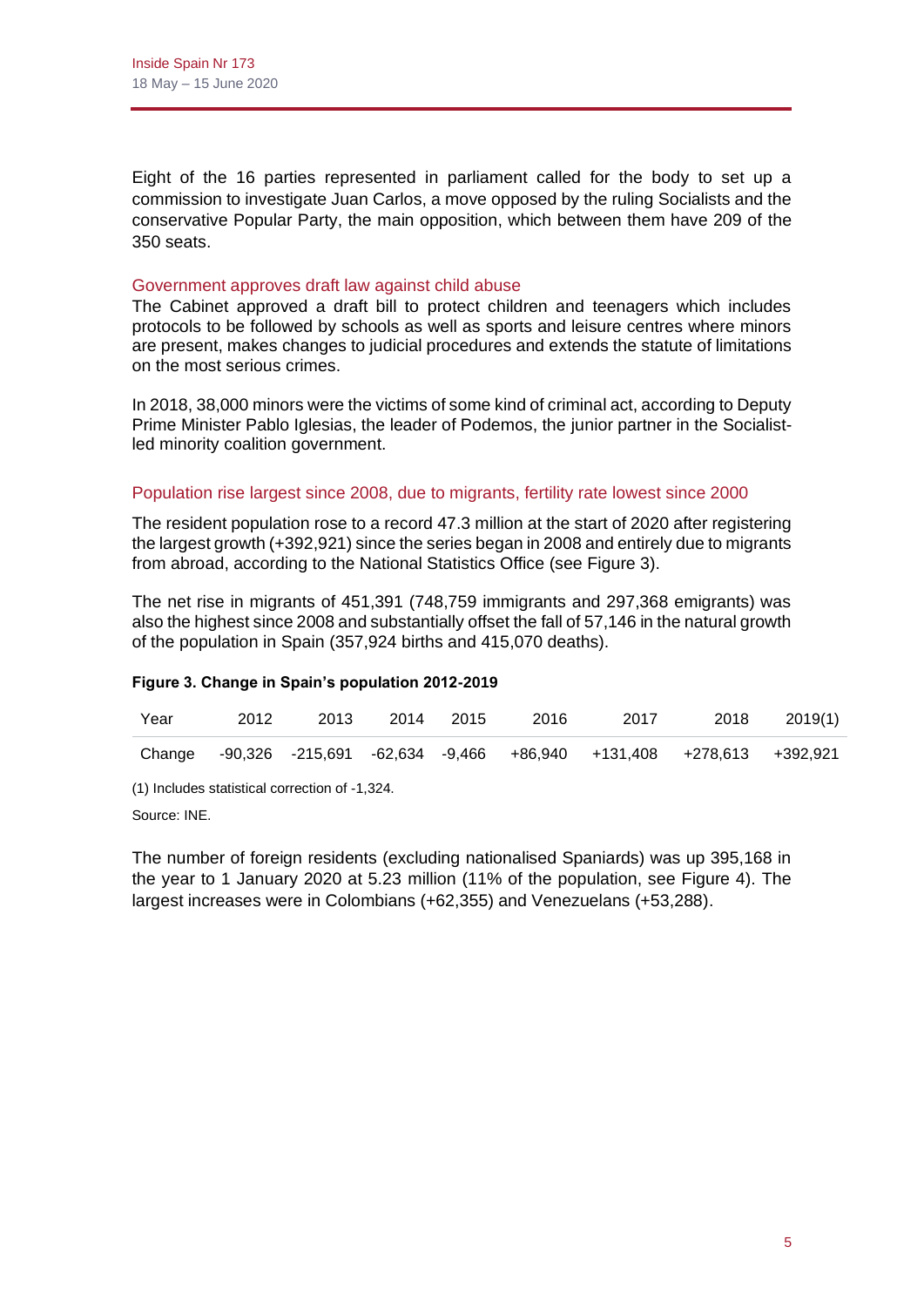Eight of the 16 parties represented in parliament called for the body to set up a commission to investigate Juan Carlos, a move opposed by the ruling Socialists and the conservative Popular Party, the main opposition, which between them have 209 of the 350 seats.

## Government approves draft law against child abuse

The Cabinet approved a draft bill to protect children and teenagers which includes protocols to be followed by schools as well as sports and leisure centres where minors are present, makes changes to judicial procedures and extends the statute of limitations on the most serious crimes.

In 2018, 38,000 minors were the victims of some kind of criminal act, according to Deputy Prime Minister Pablo Iglesias, the leader of Podemos, the junior partner in the Socialist-led minority coalition government.

## Population rise largest since 2008, due to migrants, fertility rate lowest since 2000

The resident population rose to a record 47.3 million at the start of 2020 after registering the largest growth (+392,921) since the series began in 2008 and entirely due to migrants from abroad, according to the National Statistics Office (see Figure 3).

The net rise in migrants of 451,391 (748,759 immigrants and 297,368 emigrants) was also the highest since 2008 and substantially offset the fall of 57,146 in the natural growth of the population in Spain (357,924 births and 415,070 deaths).

**Figure 3. Change in Spain's population 2012-2019**

| Year | 2012 | 2013 | 2014 | 2015 | 2016 | 2017 | 2018 | 2019(1) |
|---|---|---|---|---|---|---|---|---|
| Change | -90,326 | -215,691 | -62,634 | -9,466 | +86,940 | +131,408 | +278,613 | +392,921 |

(1) Includes statistical correction of -1,324.

Source: INE.

The number of foreign residents (excluding nationalised Spaniards) was up 395,168 in the year to 1 January 2020 at 5.23 million (11% of the population, see Figure 4). The largest increases were in Colombians (+62,355) and Venezuelans (+53,288).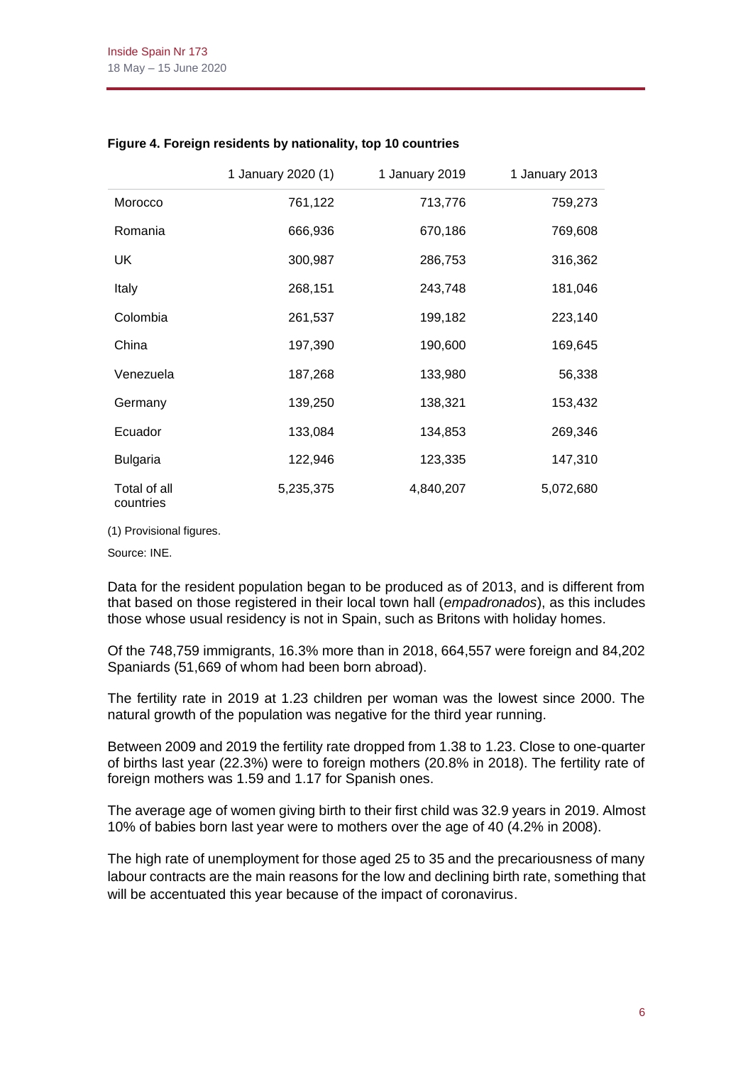**Figure 4. Foreign residents by nationality, top 10 countries**

| | 1 January 2020 (1) | 1 January 2019 | 1 January 2013 |
|---|---|---|---|
| Morocco | 761,122 | 713,776 | 759,273 |
| Romania | 666,936 | 670,186 | 769,608 |
| UK | 300,987 | 286,753 | 316,362 |
| Italy | 268,151 | 243,748 | 181,046 |
| Colombia | 261,537 | 199,182 | 223,140 |
| China | 197,390 | 190,600 | 169,645 |
| Venezuela | 187,268 | 133,980 | 56,338 |
| Germany | 139,250 | 138,321 | 153,432 |
| Ecuador | 133,084 | 134,853 | 269,346 |
| Bulgaria | 122,946 | 123,335 | 147,310 |
| Total of all countries | 5,235,375 | 4,840,207 | 5,072,680 |

(1) Provisional figures.

Source: INE.

Data for the resident population began to be produced as of 2013, and is different from that based on those registered in their local town hall (*empadronados*), as this includes those whose usual residency is not in Spain, such as Britons with holiday homes.

Of the 748,759 immigrants, 16.3% more than in 2018, 664,557 were foreign and 84,202 Spaniards (51,669 of whom had been born abroad).

The fertility rate in 2019 at 1.23 children per woman was the lowest since 2000. The natural growth of the population was negative for the third year running.

Between 2009 and 2019 the fertility rate dropped from 1.38 to 1.23. Close to one-quarter of births last year (22.3%) were to foreign mothers (20.8% in 2018). The fertility rate of foreign mothers was 1.59 and 1.17 for Spanish ones.

The average age of women giving birth to their first child was 32.9 years in 2019. Almost 10% of babies born last year were to mothers over the age of 40 (4.2% in 2008).

The high rate of unemployment for those aged 25 to 35 and the precariousness of many labour contracts are the main reasons for the low and declining birth rate, something that will be accentuated this year because of the impact of coronavirus.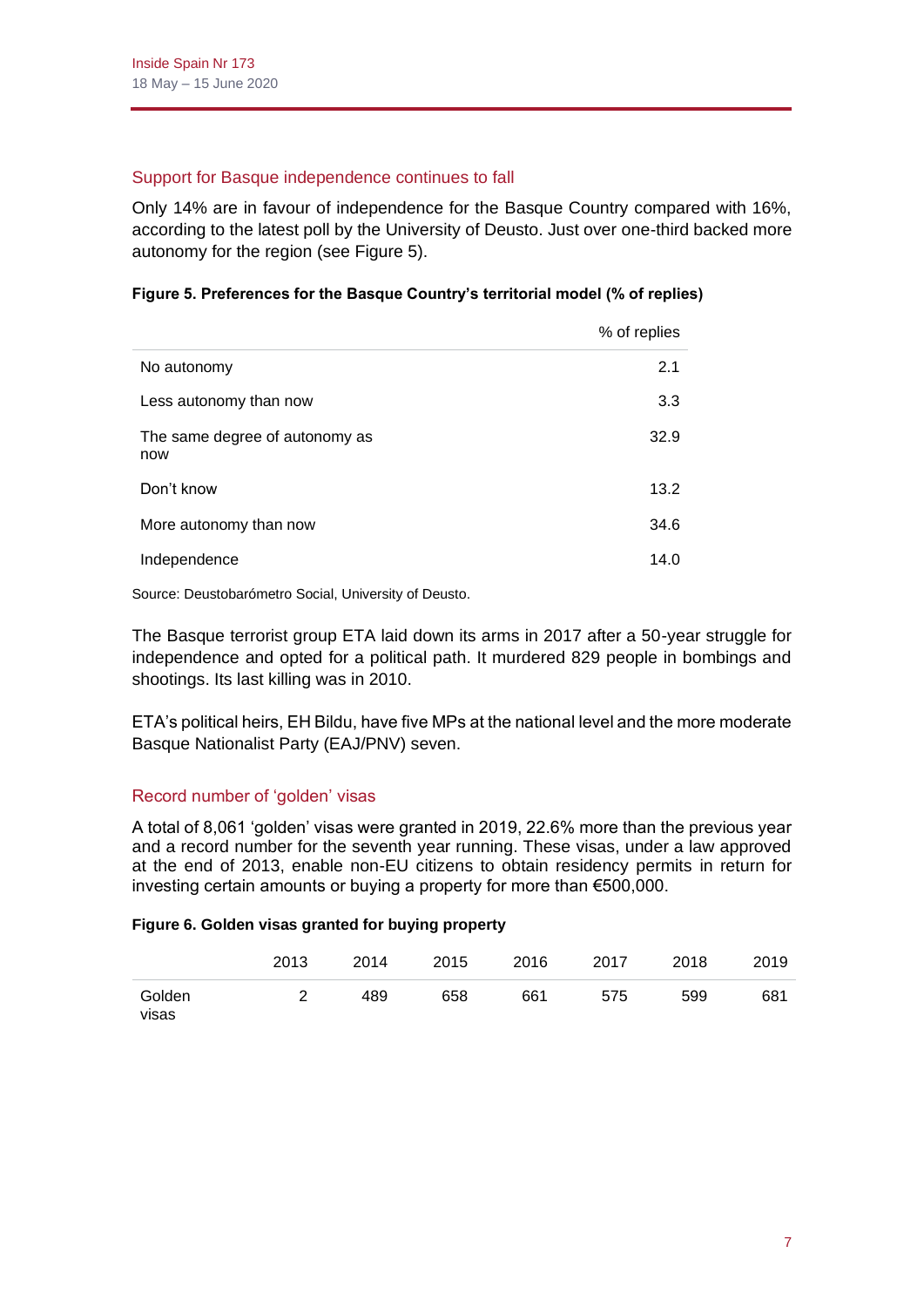## Support for Basque independence continues to fall

Only 14% are in favour of independence for the Basque Country compared with 16%, according to the latest poll by the University of Deusto. Just over one-third backed more autonomy for the region (see Figure 5).

**Figure 5. Preferences for the Basque Country's territorial model (% of replies)**

| | % of replies |
|---|---|
| No autonomy | 2.1 |
| Less autonomy than now | 3.3 |
| The same degree of autonomy as now | 32.9 |
| Don't know | 13.2 |
| More autonomy than now | 34.6 |
| Independence | 14.0 |

Source: Deustobarómetro Social, University of Deusto.

The Basque terrorist group ETA laid down its arms in 2017 after a 50-year struggle for independence and opted for a political path. It murdered 829 people in bombings and shootings. Its last killing was in 2010.

ETA's political heirs, EH Bildu, have five MPs at the national level and the more moderate Basque Nationalist Party (EAJ/PNV) seven.

## Record number of 'golden' visas

A total of 8,061 'golden' visas were granted in 2019, 22.6% more than the previous year and a record number for the seventh year running. These visas, under a law approved at the end of 2013, enable non-EU citizens to obtain residency permits in return for investing certain amounts or buying a property for more than €500,000.

**Figure 6. Golden visas granted for buying property**

| | 2013 | 2014 | 2015 | 2016 | 2017 | 2018 | 2019 |
|---|---|---|---|---|---|---|---|
| Golden visas | 2 | 489 | 658 | 661 | 575 | 599 | 681 |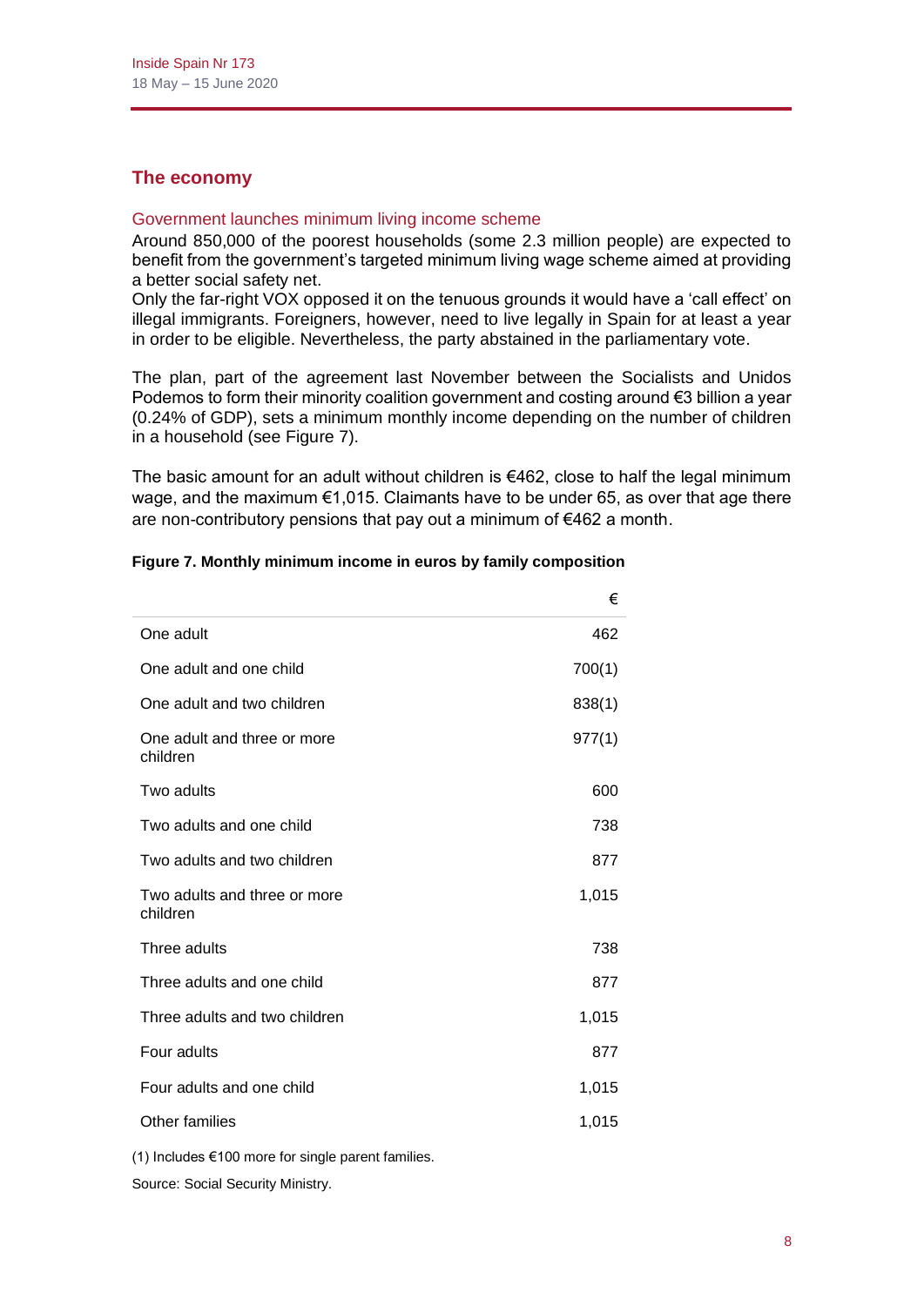## The economy

### Government launches minimum living income scheme

Around 850,000 of the poorest households (some 2.3 million people) are expected to benefit from the government's targeted minimum living wage scheme aimed at providing a better social safety net.

Only the far-right VOX opposed it on the tenuous grounds it would have a 'call effect' on illegal immigrants. Foreigners, however, need to live legally in Spain for at least a year in order to be eligible. Nevertheless, the party abstained in the parliamentary vote.

The plan, part of the agreement last November between the Socialists and Unidos Podemos to form their minority coalition government and costing around €3 billion a year (0.24% of GDP), sets a minimum monthly income depending on the number of children in a household (see Figure 7).

The basic amount for an adult without children is €462, close to half the legal minimum wage, and the maximum €1,015. Claimants have to be under 65, as over that age there are non-contributory pensions that pay out a minimum of €462 a month.

**Figure 7. Monthly minimum income in euros by family composition**

| | € |
|---|---|
| One adult | 462 |
| One adult and one child | 700(1) |
| One adult and two children | 838(1) |
| One adult and three or more children | 977(1) |
| Two adults | 600 |
| Two adults and one child | 738 |
| Two adults and two children | 877 |
| Two adults and three or more children | 1,015 |
| Three adults | 738 |
| Three adults and one child | 877 |
| Three adults and two children | 1,015 |
| Four adults | 877 |
| Four adults and one child | 1,015 |
| Other families | 1,015 |

(1) Includes €100 more for single parent families.

Source: Social Security Ministry.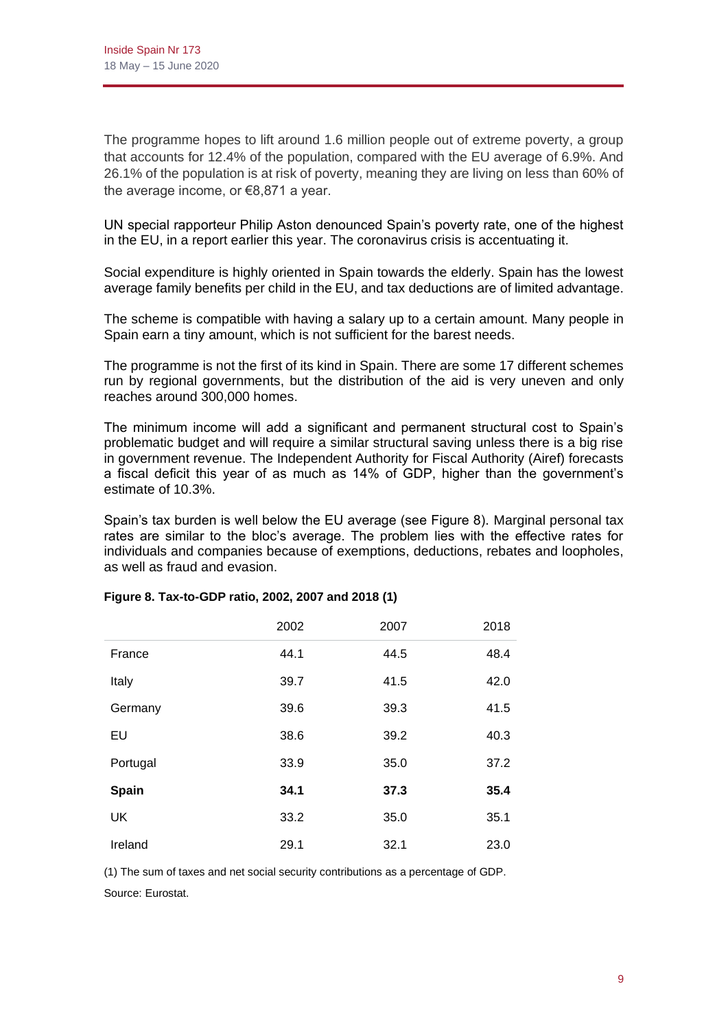The programme hopes to lift around 1.6 million people out of extreme poverty, a group that accounts for 12.4% of the population, compared with the EU average of 6.9%. And 26.1% of the population is at risk of poverty, meaning they are living on less than 60% of the average income, or €8,871 a year.

UN special rapporteur Philip Aston denounced Spain's poverty rate, one of the highest in the EU, in a report earlier this year. The coronavirus crisis is accentuating it.

Social expenditure is highly oriented in Spain towards the elderly. Spain has the lowest average family benefits per child in the EU, and tax deductions are of limited advantage.

The scheme is compatible with having a salary up to a certain amount. Many people in Spain earn a tiny amount, which is not sufficient for the barest needs.

The programme is not the first of its kind in Spain. There are some 17 different schemes run by regional governments, but the distribution of the aid is very uneven and only reaches around 300,000 homes.

The minimum income will add a significant and permanent structural cost to Spain's problematic budget and will require a similar structural saving unless there is a big rise in government revenue. The Independent Authority for Fiscal Authority (Airef) forecasts a fiscal deficit this year of as much as 14% of GDP, higher than the government's estimate of 10.3%.

Spain's tax burden is well below the EU average (see Figure 8). Marginal personal tax rates are similar to the bloc's average. The problem lies with the effective rates for individuals and companies because of exemptions, deductions, rebates and loopholes, as well as fraud and evasion.

**Figure 8. Tax-to-GDP ratio, 2002, 2007 and 2018 (1)**

| | 2002 | 2007 | 2018 |
|---|---|---|---|
| France | 44.1 | 44.5 | 48.4 |
| Italy | 39.7 | 41.5 | 42.0 |
| Germany | 39.6 | 39.3 | 41.5 |
| EU | 38.6 | 39.2 | 40.3 |
| Portugal | 33.9 | 35.0 | 37.2 |
| **Spain** | **34.1** | **37.3** | **35.4** |
| UK | 33.2 | 35.0 | 35.1 |
| Ireland | 29.1 | 32.1 | 23.0 |

(1) The sum of taxes and net social security contributions as a percentage of GDP.

Source: Eurostat.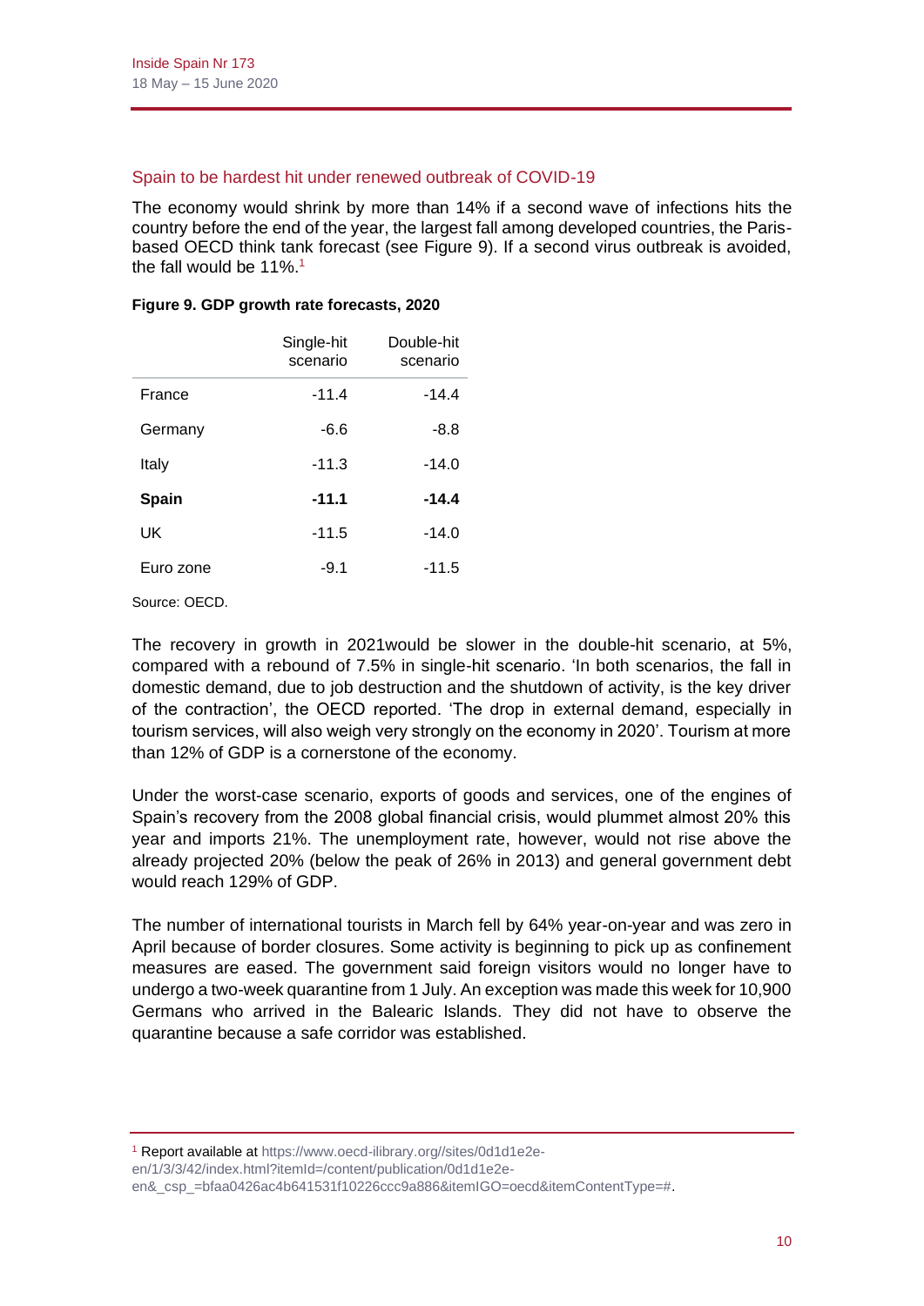## Spain to be hardest hit under renewed outbreak of COVID-19

The economy would shrink by more than 14% if a second wave of infections hits the country before the end of the year, the largest fall among developed countries, the Paris-based OECD think tank forecast (see Figure 9). If a second virus outbreak is avoided, the fall would be 11%.[1]

**Figure 9. GDP growth rate forecasts, 2020**

| | Single-hit scenario | Double-hit scenario |
|---|---|---|
| France | -11.4 | -14.4 |
| Germany | -6.6 | -8.8 |
| Italy | -11.3 | -14.0 |
| **Spain** | **-11.1** | **-14.4** |
| UK | -11.5 | -14.0 |
| Euro zone | -9.1 | -11.5 |

Source: OECD.

The recovery in growth in 2021would be slower in the double-hit scenario, at 5%, compared with a rebound of 7.5% in single-hit scenario. 'In both scenarios, the fall in domestic demand, due to job destruction and the shutdown of activity, is the key driver of the contraction', the OECD reported. 'The drop in external demand, especially in tourism services, will also weigh very strongly on the economy in 2020'. Tourism at more than 12% of GDP is a cornerstone of the economy.

Under the worst-case scenario, exports of goods and services, one of the engines of Spain's recovery from the 2008 global financial crisis, would plummet almost 20% this year and imports 21%. The unemployment rate, however, would not rise above the already projected 20% (below the peak of 26% in 2013) and general government debt would reach 129% of GDP.

The number of international tourists in March fell by 64% year-on-year and was zero in April because of border closures. Some activity is beginning to pick up as confinement measures are eased. The government said foreign visitors would no longer have to undergo a two-week quarantine from 1 July. An exception was made this week for 10,900 Germans who arrived in the Balearic Islands. They did not have to observe the quarantine because a safe corridor was established.

---

[1] Report available at https://www.oecd-ilibrary.org//sites/0d1d1e2e-en/1/3/3/42/index.html?itemId=/content/publication/0d1d1e2e-en&_csp_=bfaa0426ac4b641531f10226ccc9a886&itemIGO=oecd&itemContentType=#.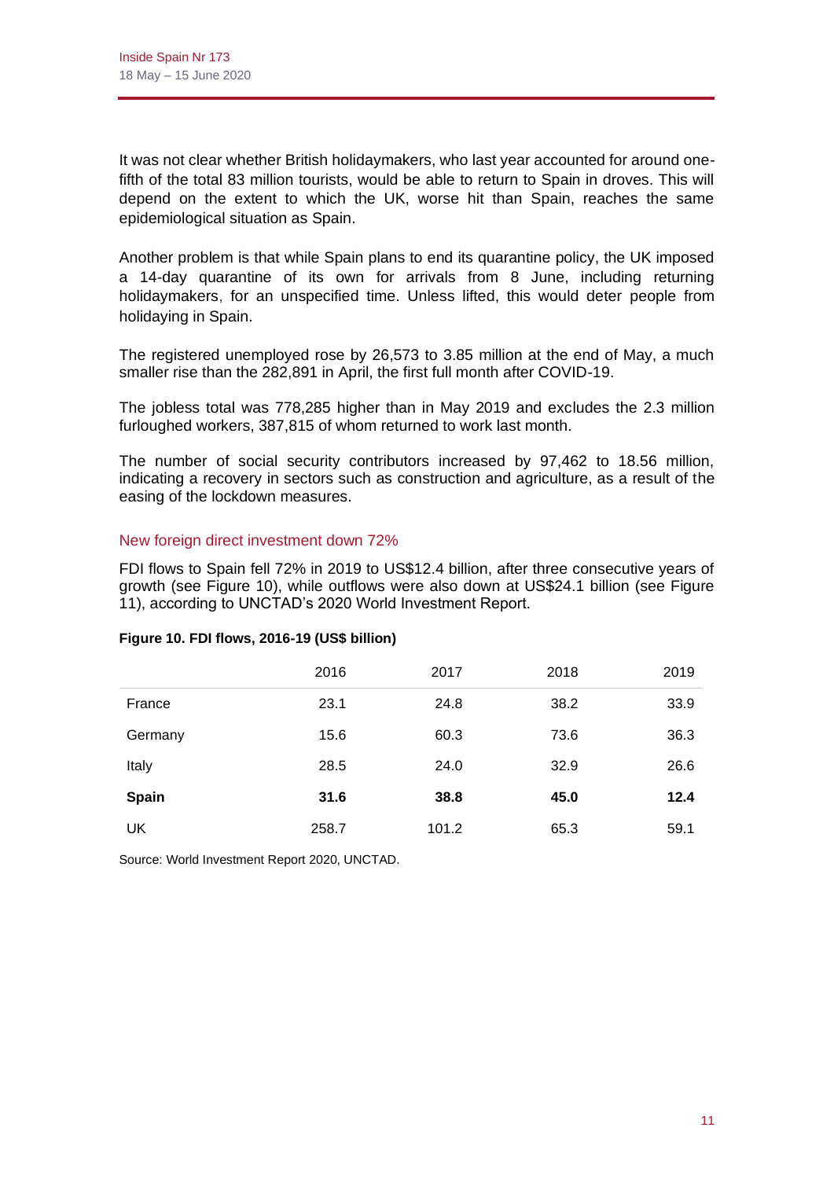It was not clear whether British holidaymakers, who last year accounted for around one-fifth of the total 83 million tourists, would be able to return to Spain in droves. This will depend on the extent to which the UK, worse hit than Spain, reaches the same epidemiological situation as Spain.

Another problem is that while Spain plans to end its quarantine policy, the UK imposed a 14-day quarantine of its own for arrivals from 8 June, including returning holidaymakers, for an unspecified time. Unless lifted, this would deter people from holidaying in Spain.

The registered unemployed rose by 26,573 to 3.85 million at the end of May, a much smaller rise than the 282,891 in April, the first full month after COVID-19.

The jobless total was 778,285 higher than in May 2019 and excludes the 2.3 million furloughed workers, 387,815 of whom returned to work last month.

The number of social security contributors increased by 97,462 to 18.56 million, indicating a recovery in sectors such as construction and agriculture, as a result of the easing of the lockdown measures.

## New foreign direct investment down 72%

FDI flows to Spain fell 72% in 2019 to US$12.4 billion, after three consecutive years of growth (see Figure 10), while outflows were also down at US$24.1 billion (see Figure 11), according to UNCTAD's 2020 World Investment Report.

**Figure 10. FDI flows, 2016-19 (US$ billion)**

| | 2016 | 2017 | 2018 | 2019 |
|---|---|---|---|---|
| France | 23.1 | 24.8 | 38.2 | 33.9 |
| Germany | 15.6 | 60.3 | 73.6 | 36.3 |
| Italy | 28.5 | 24.0 | 32.9 | 26.6 |
| **Spain** | **31.6** | **38.8** | **45.0** | **12.4** |
| UK | 258.7 | 101.2 | 65.3 | 59.1 |

Source: World Investment Report 2020, UNCTAD.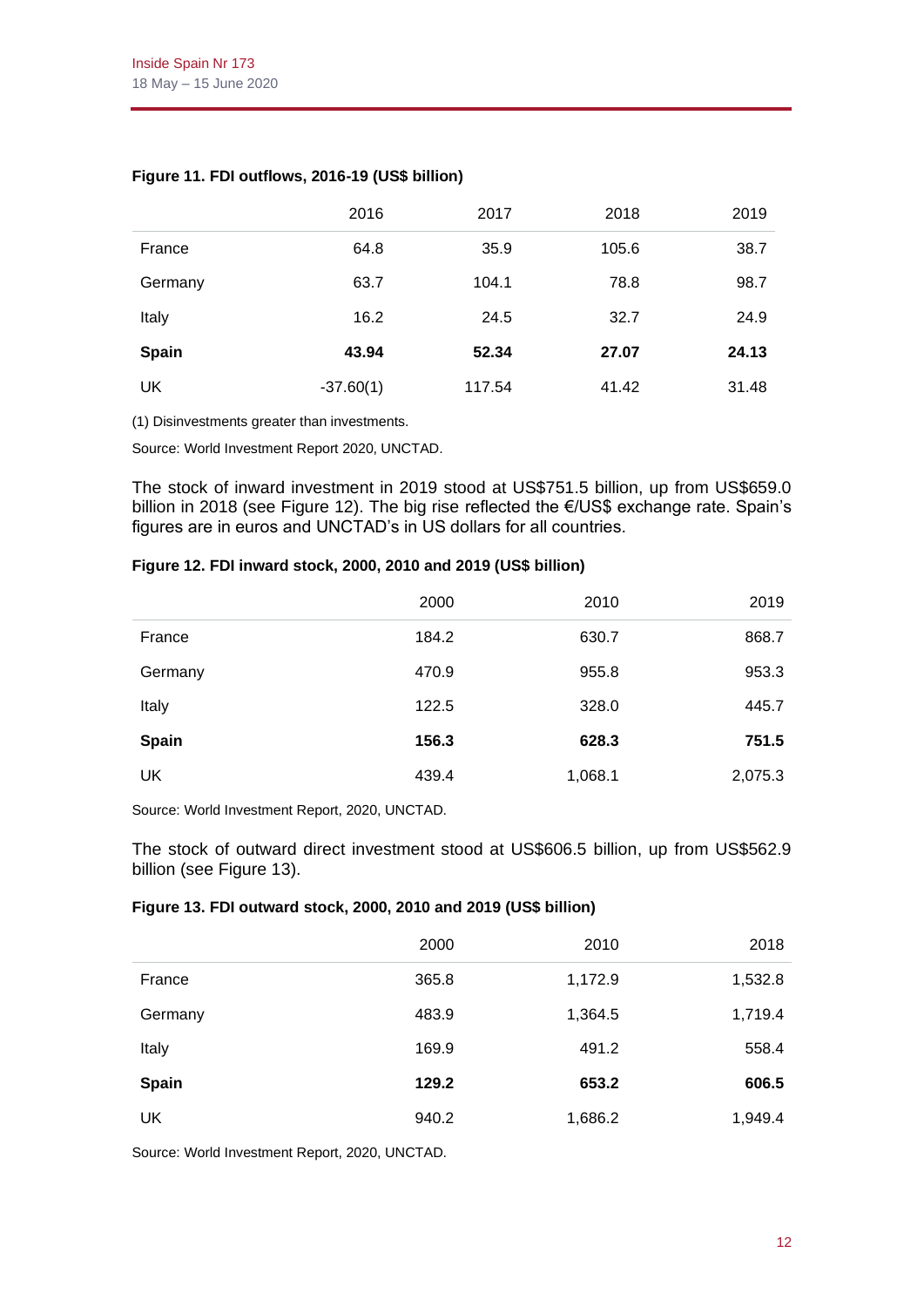**Figure 11. FDI outflows, 2016-19 (US$ billion)**

| | 2016 | 2017 | 2018 | 2019 |
|---|---|---|---|---|
| France | 64.8 | 35.9 | 105.6 | 38.7 |
| Germany | 63.7 | 104.1 | 78.8 | 98.7 |
| Italy | 16.2 | 24.5 | 32.7 | 24.9 |
| **Spain** | **43.94** | **52.34** | **27.07** | **24.13** |
| UK | -37.60(1) | 117.54 | 41.42 | 31.48 |

(1) Disinvestments greater than investments.

Source: World Investment Report 2020, UNCTAD.

The stock of inward investment in 2019 stood at US$751.5 billion, up from US$659.0 billion in 2018 (see Figure 12). The big rise reflected the €/US$ exchange rate. Spain's figures are in euros and UNCTAD's in US dollars for all countries.

**Figure 12. FDI inward stock, 2000, 2010 and 2019 (US$ billion)**

| | 2000 | 2010 | 2019 |
|---|---|---|---|
| France | 184.2 | 630.7 | 868.7 |
| Germany | 470.9 | 955.8 | 953.3 |
| Italy | 122.5 | 328.0 | 445.7 |
| **Spain** | **156.3** | **628.3** | **751.5** |
| UK | 439.4 | 1,068.1 | 2,075.3 |

Source: World Investment Report, 2020, UNCTAD.

The stock of outward direct investment stood at US$606.5 billion, up from US$562.9 billion (see Figure 13).

**Figure 13. FDI outward stock, 2000, 2010 and 2019 (US$ billion)**

| | 2000 | 2010 | 2018 |
|---|---|---|---|
| France | 365.8 | 1,172.9 | 1,532.8 |
| Germany | 483.9 | 1,364.5 | 1,719.4 |
| Italy | 169.9 | 491.2 | 558.4 |
| **Spain** | **129.2** | **653.2** | **606.5** |
| UK | 940.2 | 1,686.2 | 1,949.4 |

Source: World Investment Report, 2020, UNCTAD.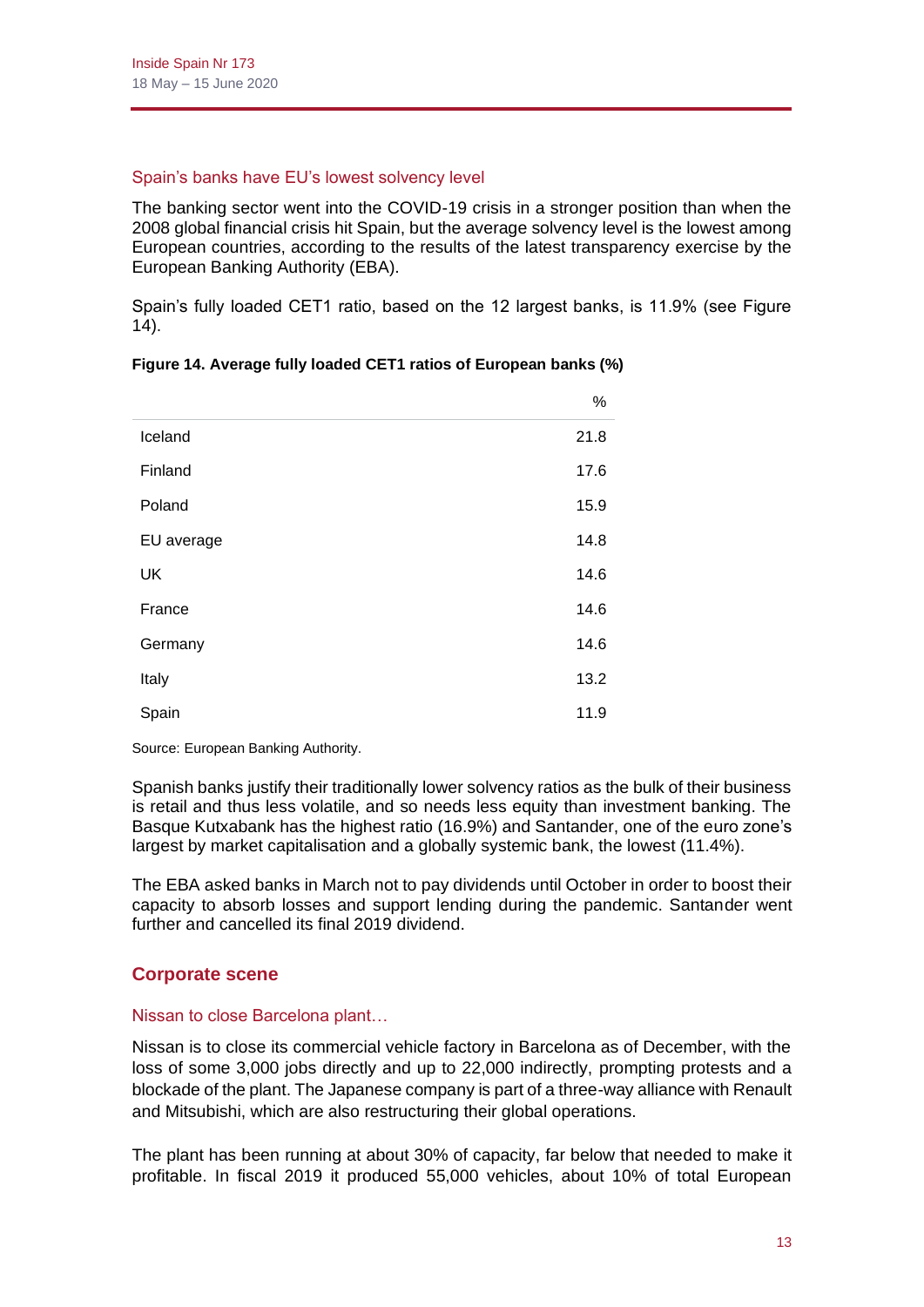### Spain's banks have EU's lowest solvency level

The banking sector went into the COVID-19 crisis in a stronger position than when the 2008 global financial crisis hit Spain, but the average solvency level is the lowest among European countries, according to the results of the latest transparency exercise by the European Banking Authority (EBA).

Spain's fully loaded CET1 ratio, based on the 12 largest banks, is 11.9% (see Figure 14).

**Figure 14. Average fully loaded CET1 ratios of European banks (%)**

| | % |
|---|---|
| Iceland | 21.8 |
| Finland | 17.6 |
| Poland | 15.9 |
| EU average | 14.8 |
| UK | 14.6 |
| France | 14.6 |
| Germany | 14.6 |
| Italy | 13.2 |
| Spain | 11.9 |

Source: European Banking Authority.

Spanish banks justify their traditionally lower solvency ratios as the bulk of their business is retail and thus less volatile, and so needs less equity than investment banking. The Basque Kutxabank has the highest ratio (16.9%) and Santander, one of the euro zone's largest by market capitalisation and a globally systemic bank, the lowest (11.4%).

The EBA asked banks in March not to pay dividends until October in order to boost their capacity to absorb losses and support lending during the pandemic. Santander went further and cancelled its final 2019 dividend.

## Corporate scene

### Nissan to close Barcelona plant…

Nissan is to close its commercial vehicle factory in Barcelona as of December, with the loss of some 3,000 jobs directly and up to 22,000 indirectly, prompting protests and a blockade of the plant. The Japanese company is part of a three-way alliance with Renault and Mitsubishi, which are also restructuring their global operations.

The plant has been running at about 30% of capacity, far below that needed to make it profitable. In fiscal 2019 it produced 55,000 vehicles, about 10% of total European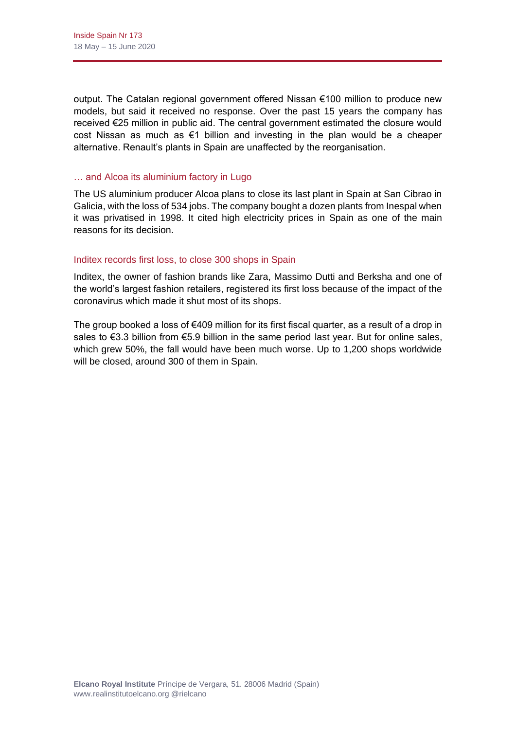output. The Catalan regional government offered Nissan €100 million to produce new models, but said it received no response. Over the past 15 years the company has received €25 million in public aid. The central government estimated the closure would cost Nissan as much as €1 billion and investing in the plan would be a cheaper alternative. Renault's plants in Spain are unaffected by the reorganisation.

### … and Alcoa its aluminium factory in Lugo

The US aluminium producer Alcoa plans to close its last plant in Spain at San Cibrao in Galicia, with the loss of 534 jobs. The company bought a dozen plants from Inespal when it was privatised in 1998. It cited high electricity prices in Spain as one of the main reasons for its decision.

### Inditex records first loss, to close 300 shops in Spain

Inditex, the owner of fashion brands like Zara, Massimo Dutti and Berksha and one of the world's largest fashion retailers, registered its first loss because of the impact of the coronavirus which made it shut most of its shops.

The group booked a loss of €409 million for its first fiscal quarter, as a result of a drop in sales to €3.3 billion from €5.9 billion in the same period last year. But for online sales, which grew 50%, the fall would have been much worse. Up to 1,200 shops worldwide will be closed, around 300 of them in Spain.